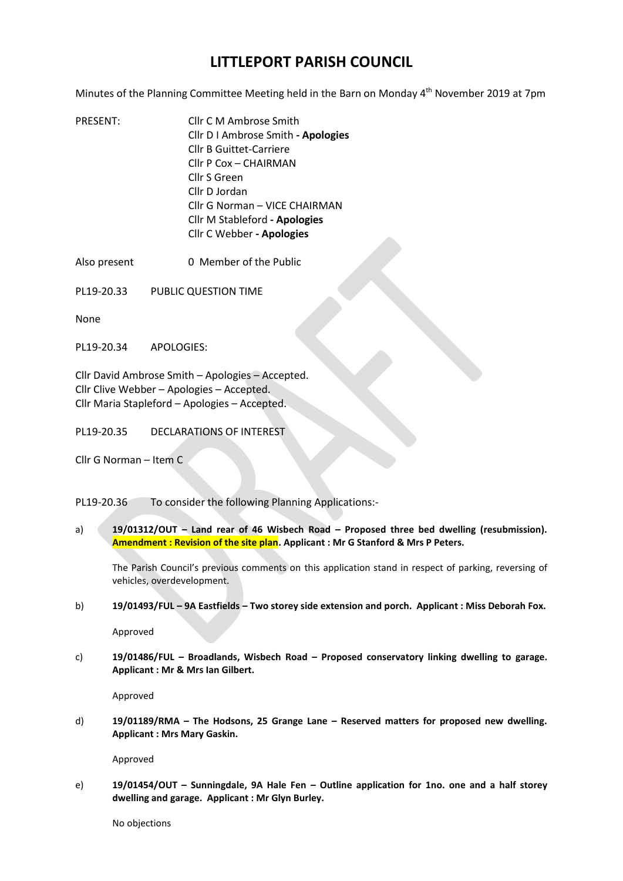# LITTLEPORT PARISH COUNCIL

Minutes of the Planning Committee Meeting held in the Barn on Monday 4th November 2019 at 7pm

PRESENT:

Cllr C M Ambrose Smith
Cllr D I Ambrose Smith **- Apologies**
Cllr B Guittet-Carriere
Cllr P Cox – CHAIRMAN
Cllr S Green
Cllr D Jordan
Cllr G Norman – VICE CHAIRMAN
Cllr M Stableford **- Apologies**
Cllr C Webber **- Apologies**

Also present 0 Member of the Public

PL19-20.33 PUBLIC QUESTION TIME

None

PL19-20.34 APOLOGIES:

Cllr David Ambrose Smith – Apologies – Accepted.
Cllr Clive Webber – Apologies – Accepted.
Cllr Maria Stapleford – Apologies – Accepted.

PL19-20.35 DECLARATIONS OF INTEREST

Cllr G Norman – Item C

PL19-20.36 To consider the following Planning Applications:-

a) **19/01312/OUT – Land rear of 46 Wisbech Road – Proposed three bed dwelling (resubmission). Amendment : Revision of the site plan. Applicant : Mr G Stanford & Mrs P Peters.**

The Parish Council's previous comments on this application stand in respect of parking, reversing of vehicles, overdevelopment.

b) **19/01493/FUL – 9A Eastfields – Two storey side extension and porch. Applicant : Miss Deborah Fox.**

Approved

c) **19/01486/FUL – Broadlands, Wisbech Road – Proposed conservatory linking dwelling to garage. Applicant : Mr & Mrs Ian Gilbert.**

Approved

d) **19/01189/RMA – The Hodsons, 25 Grange Lane – Reserved matters for proposed new dwelling. Applicant : Mrs Mary Gaskin.**

Approved

e) **19/01454/OUT – Sunningdale, 9A Hale Fen – Outline application for 1no. one and a half storey dwelling and garage. Applicant : Mr Glyn Burley.**

No objections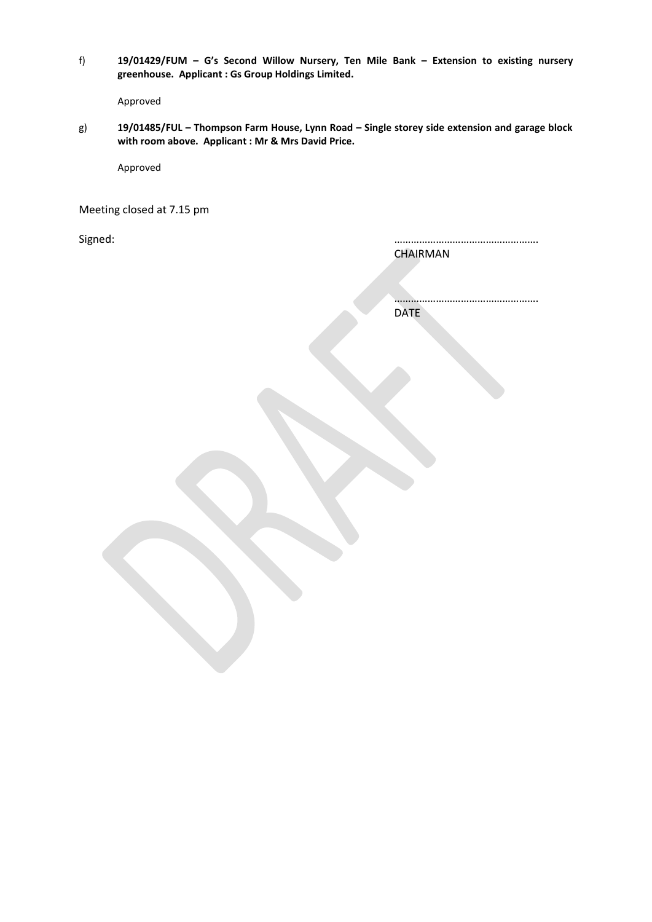f) **19/01429/FUM – G's Second Willow Nursery, Ten Mile Bank – Extension to existing nursery greenhouse. Applicant : Gs Group Holdings Limited.**

Approved

g) **19/01485/FUL – Thompson Farm House, Lynn Road – Single storey side extension and garage block with room above. Applicant : Mr & Mrs David Price.**

Approved

Meeting closed at 7.15 pm

Signed: ……………………………………………
CHAIRMAN

……………………………………………
DATE

DRAFT